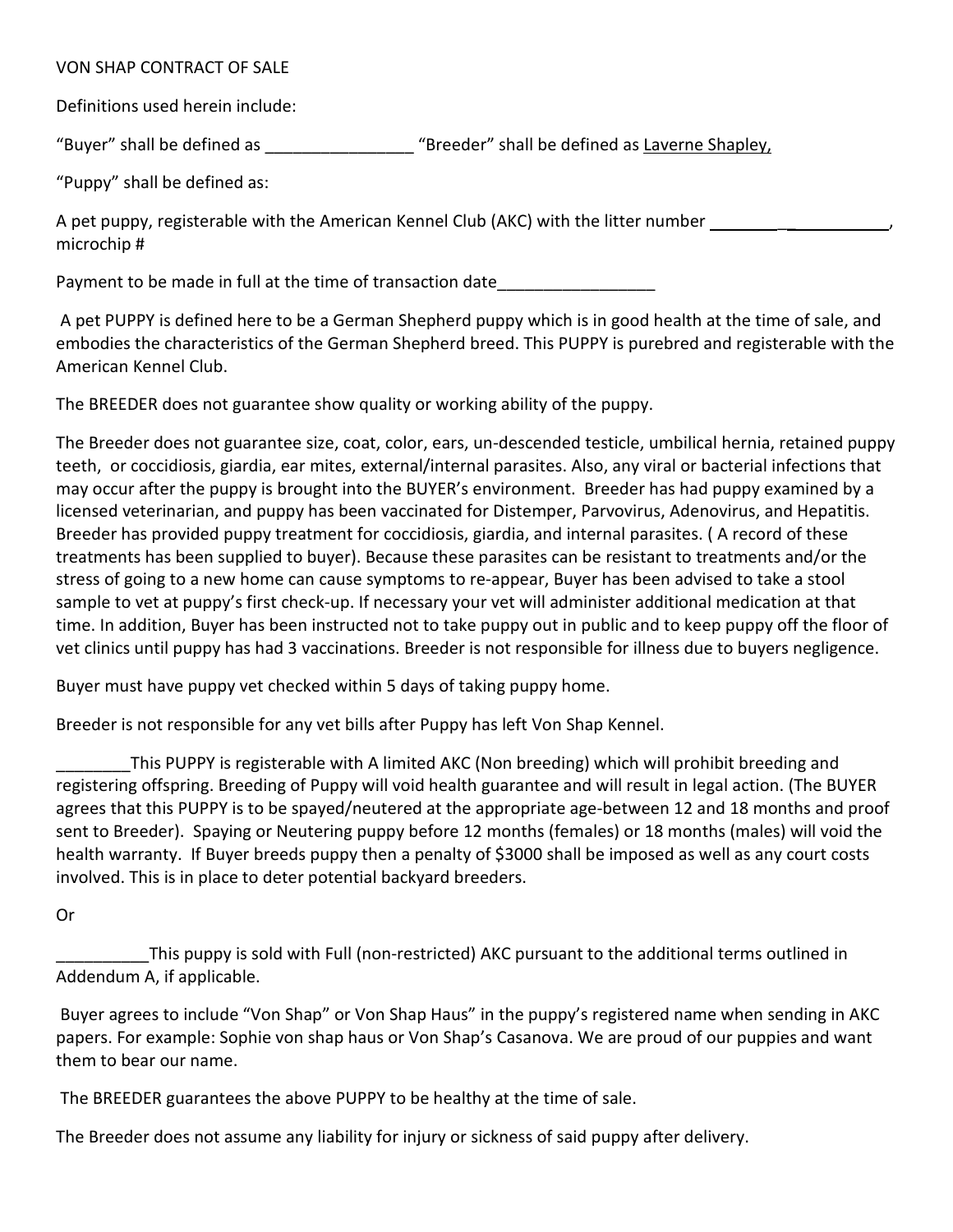VON SHAP CONTRACT OF SALE

Definitions used herein include:

"Buyer" shall be defined as ________________ "Breeder" shall be defined as Laverne Shapley,

"Puppy" shall be defined as:

A pet puppy, registerable with the American Kennel Club (AKC) with the litter number ____________________, microchip #

Payment to be made in full at the time of transaction date_________________

A pet PUPPY is defined here to be a German Shepherd puppy which is in good health at the time of sale, and embodies the characteristics of the German Shepherd breed. This PUPPY is purebred and registerable with the American Kennel Club.

The BREEDER does not guarantee show quality or working ability of the puppy.

The Breeder does not guarantee size, coat, color, ears, un-descended testicle, umbilical hernia, retained puppy teeth, or coccidiosis, giardia, ear mites, external/internal parasites. Also, any viral or bacterial infections that may occur after the puppy is brought into the BUYER's environment. Breeder has had puppy examined by a licensed veterinarian, and puppy has been vaccinated for Distemper, Parvovirus, Adenovirus, and Hepatitis. Breeder has provided puppy treatment for coccidiosis, giardia, and internal parasites. ( A record of these treatments has been supplied to buyer). Because these parasites can be resistant to treatments and/or the stress of going to a new home can cause symptoms to re-appear, Buyer has been advised to take a stool sample to vet at puppy's first check-up. If necessary your vet will administer additional medication at that time. In addition, Buyer has been instructed not to take puppy out in public and to keep puppy off the floor of vet clinics until puppy has had 3 vaccinations. Breeder is not responsible for illness due to buyers negligence.

Buyer must have puppy vet checked within 5 days of taking puppy home.

Breeder is not responsible for any vet bills after Puppy has left Von Shap Kennel.

________This PUPPY is registerable with A limited AKC (Non breeding) which will prohibit breeding and registering offspring. Breeding of Puppy will void health guarantee and will result in legal action. (The BUYER agrees that this PUPPY is to be spayed/neutered at the appropriate age-between 12 and 18 months and proof sent to Breeder). Spaying or Neutering puppy before 12 months (females) or 18 months (males) will void the health warranty. If Buyer breeds puppy then a penalty of $3000 shall be imposed as well as any court costs involved. This is in place to deter potential backyard breeders.

Or

__________This puppy is sold with Full (non-restricted) AKC pursuant to the additional terms outlined in Addendum A, if applicable.

Buyer agrees to include "Von Shap" or Von Shap Haus" in the puppy's registered name when sending in AKC papers. For example: Sophie von shap haus or Von Shap's Casanova. We are proud of our puppies and want them to bear our name.

The BREEDER guarantees the above PUPPY to be healthy at the time of sale.

The Breeder does not assume any liability for injury or sickness of said puppy after delivery.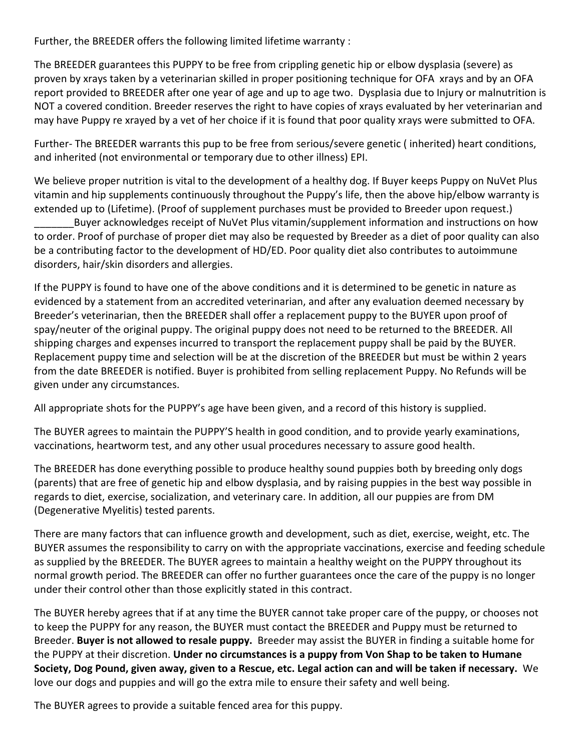Further, the BREEDER offers the following limited lifetime warranty :

The BREEDER guarantees this PUPPY to be free from crippling genetic hip or elbow dysplasia (severe) as proven by xrays taken by a veterinarian skilled in proper positioning technique for OFA xrays and by an OFA report provided to BREEDER after one year of age and up to age two. Dysplasia due to Injury or malnutrition is NOT a covered condition. Breeder reserves the right to have copies of xrays evaluated by her veterinarian and may have Puppy re xrayed by a vet of her choice if it is found that poor quality xrays were submitted to OFA.

Further- The BREEDER warrants this pup to be free from serious/severe genetic ( inherited) heart conditions, and inherited (not environmental or temporary due to other illness) EPI.

We believe proper nutrition is vital to the development of a healthy dog. If Buyer keeps Puppy on NuVet Plus vitamin and hip supplements continuously throughout the Puppy's life, then the above hip/elbow warranty is extended up to (Lifetime). (Proof of supplement purchases must be provided to Breeder upon request.) _______Buyer acknowledges receipt of NuVet Plus vitamin/supplement information and instructions on how to order. Proof of purchase of proper diet may also be requested by Breeder as a diet of poor quality can also be a contributing factor to the development of HD/ED. Poor quality diet also contributes to autoimmune disorders, hair/skin disorders and allergies.

If the PUPPY is found to have one of the above conditions and it is determined to be genetic in nature as evidenced by a statement from an accredited veterinarian, and after any evaluation deemed necessary by Breeder's veterinarian, then the BREEDER shall offer a replacement puppy to the BUYER upon proof of spay/neuter of the original puppy. The original puppy does not need to be returned to the BREEDER. All shipping charges and expenses incurred to transport the replacement puppy shall be paid by the BUYER. Replacement puppy time and selection will be at the discretion of the BREEDER but must be within 2 years from the date BREEDER is notified. Buyer is prohibited from selling replacement Puppy. No Refunds will be given under any circumstances.

All appropriate shots for the PUPPY's age have been given, and a record of this history is supplied.

The BUYER agrees to maintain the PUPPY'S health in good condition, and to provide yearly examinations, vaccinations, heartworm test, and any other usual procedures necessary to assure good health.

The BREEDER has done everything possible to produce healthy sound puppies both by breeding only dogs (parents) that are free of genetic hip and elbow dysplasia, and by raising puppies in the best way possible in regards to diet, exercise, socialization, and veterinary care. In addition, all our puppies are from DM (Degenerative Myelitis) tested parents.

There are many factors that can influence growth and development, such as diet, exercise, weight, etc. The BUYER assumes the responsibility to carry on with the appropriate vaccinations, exercise and feeding schedule as supplied by the BREEDER. The BUYER agrees to maintain a healthy weight on the PUPPY throughout its normal growth period. The BREEDER can offer no further guarantees once the care of the puppy is no longer under their control other than those explicitly stated in this contract.

The BUYER hereby agrees that if at any time the BUYER cannot take proper care of the puppy, or chooses not to keep the PUPPY for any reason, the BUYER must contact the BREEDER and Puppy must be returned to Breeder. **Buyer is not allowed to resale puppy.** Breeder may assist the BUYER in finding a suitable home for the PUPPY at their discretion. **Under no circumstances is a puppy from Von Shap to be taken to Humane Society, Dog Pound, given away, given to a Rescue, etc. Legal action can and will be taken if necessary.** We love our dogs and puppies and will go the extra mile to ensure their safety and well being.

The BUYER agrees to provide a suitable fenced area for this puppy.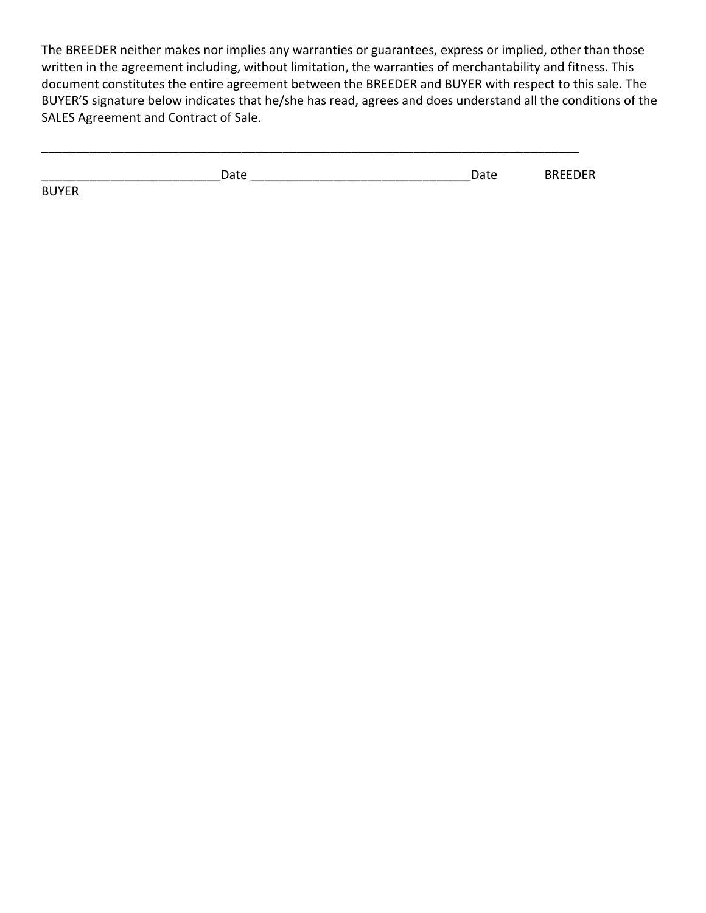The BREEDER neither makes nor implies any warranties or guarantees, express or implied, other than those written in the agreement including, without limitation, the warranties of merchantability and fitness. This document constitutes the entire agreement between the BREEDER and BUYER with respect to this sale. The BUYER'S signature below indicates that he/she has read, agrees and does understand all the conditions of the SALES Agreement and Contract of Sale.

___________________________________________________________________________________

__________________________Date _______________________________Date BREEDER

BUYER